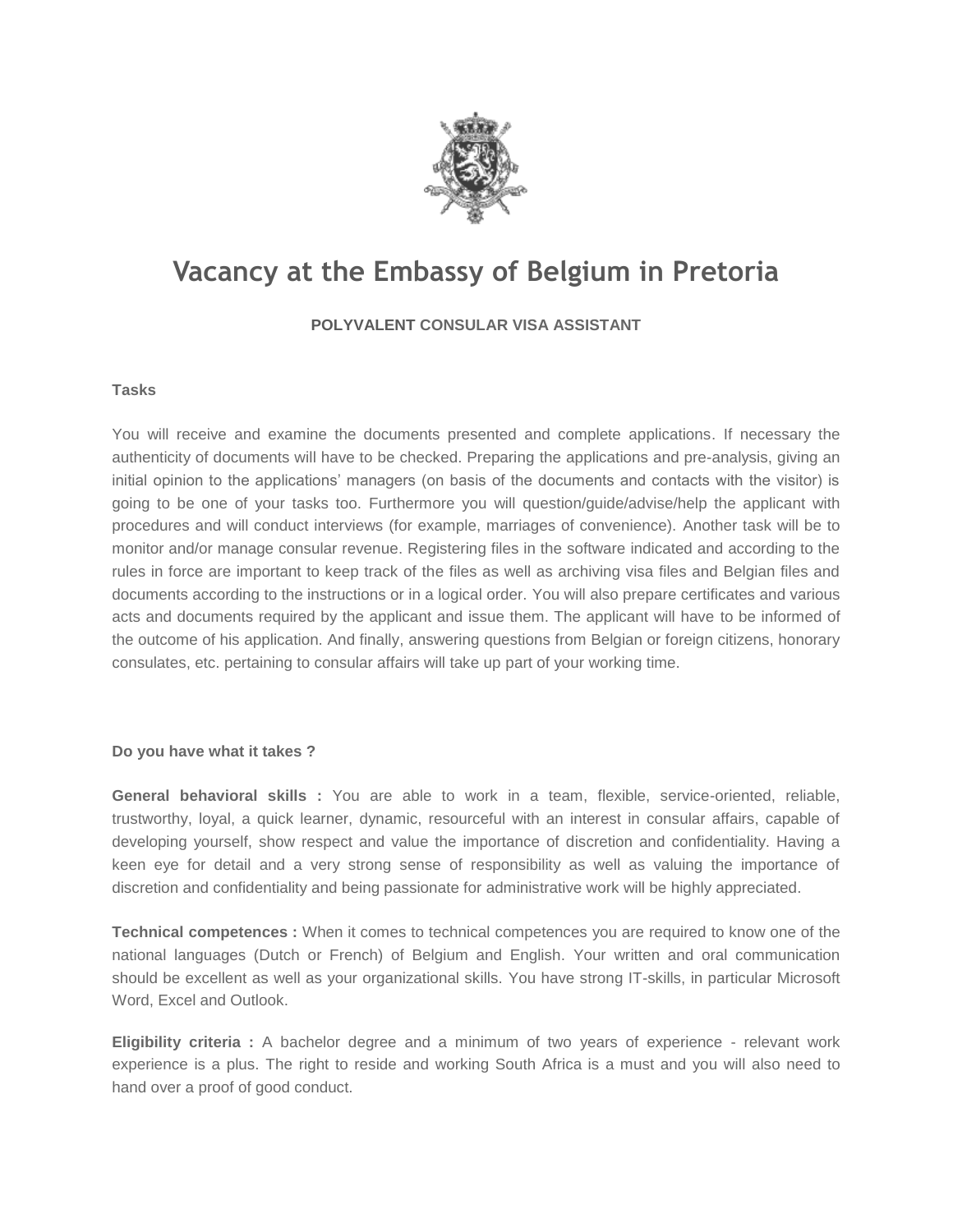# Vacancy at the Embassy of Belgium in Pretoria

**POLYVALENT CONSULAR VISA ASSISTANT**

**Tasks**

You will receive and examine the documents presented and complete applications. If necessary the authenticity of documents will have to be checked. Preparing the applications and pre-analysis, giving an initial opinion to the applications' managers (on basis of the documents and contacts with the visitor) is going to be one of your tasks too. Furthermore you will question/guide/advise/help the applicant with procedures and will conduct interviews (for example, marriages of convenience). Another task will be to monitor and/or manage consular revenue. Registering files in the software indicated and according to the rules in force are important to keep track of the files as well as archiving visa files and Belgian files and documents according to the instructions or in a logical order. You will also prepare certificates and various acts and documents required by the applicant and issue them. The applicant will have to be informed of the outcome of his application. And finally, answering questions from Belgian or foreign citizens, honorary consulates, etc. pertaining to consular affairs will take up part of your working time.

**Do you have what it takes ?**

**General behavioral skills :** You are able to work in a team, flexible, service-oriented, reliable, trustworthy, loyal, a quick learner, dynamic, resourceful with an interest in consular affairs, capable of developing yourself, show respect and value the importance of discretion and confidentiality. Having a keen eye for detail and a very strong sense of responsibility as well as valuing the importance of discretion and confidentiality and being passionate for administrative work will be highly appreciated.

**Technical competences :** When it comes to technical competences you are required to know one of the national languages (Dutch or French) of Belgium and English. Your written and oral communication should be excellent as well as your organizational skills. You have strong IT-skills, in particular Microsoft Word, Excel and Outlook.

**Eligibility criteria :** A bachelor degree and a minimum of two years of experience - relevant work experience is a plus. The right to reside and working South Africa is a must and you will also need to hand over a proof of good conduct.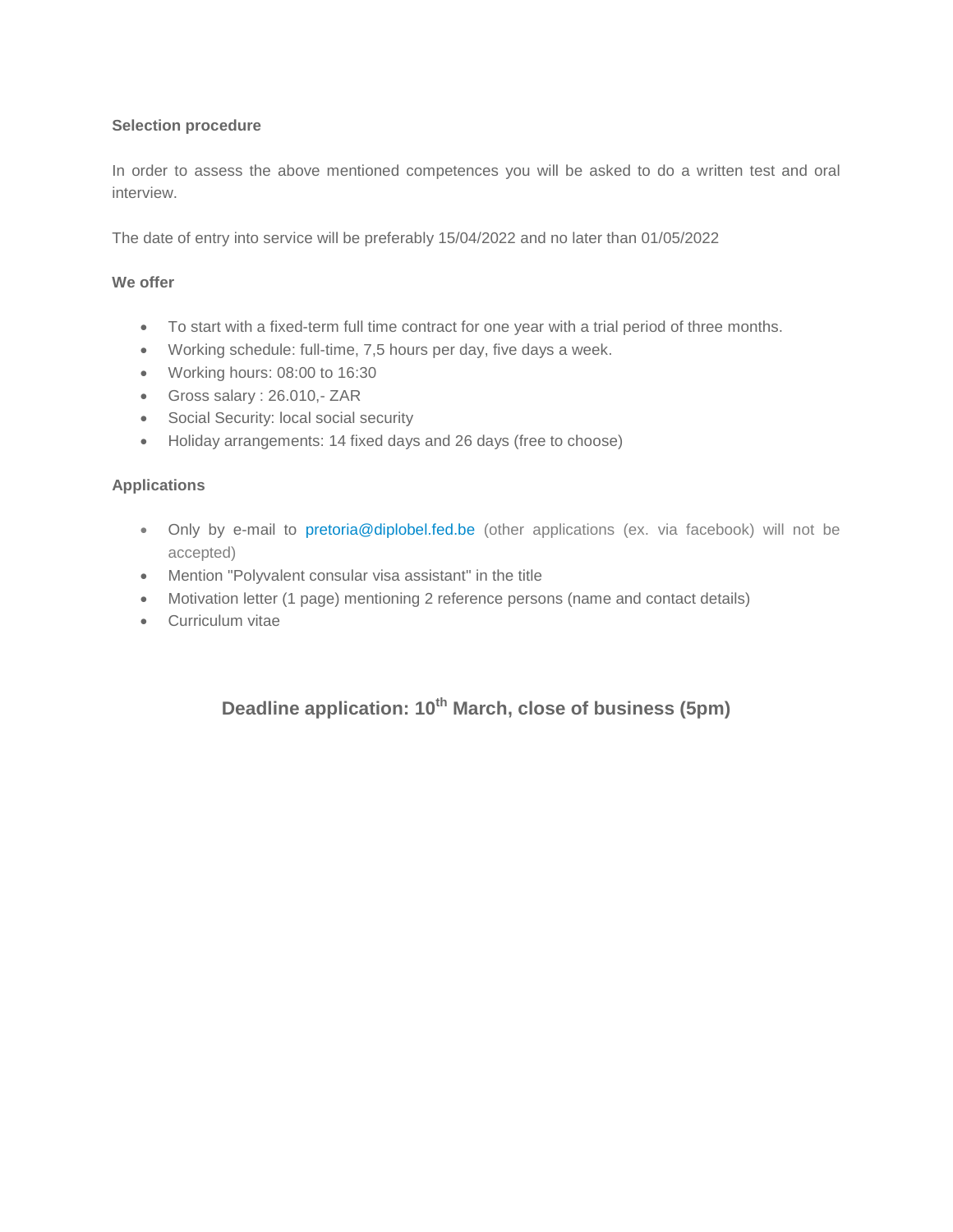**Selection procedure**

In order to assess the above mentioned competences you will be asked to do a written test and oral interview.

The date of entry into service will be preferably 15/04/2022 and no later than 01/05/2022

**We offer**

- To start with a fixed-term full time contract for one year with a trial period of three months.
- Working schedule: full-time, 7,5 hours per day, five days a week.
- Working hours: 08:00 to 16:30
- Gross salary : 26.010,- ZAR
- Social Security: local social security
- Holiday arrangements: 14 fixed days and 26 days (free to choose)

**Applications**

- Only by e-mail to pretoria@diplobel.fed.be (other applications (ex. via facebook) will not be accepted)
- Mention "Polyvalent consular visa assistant" in the title
- Motivation letter (1 page) mentioning 2 reference persons (name and contact details)
- Curriculum vitae

**Deadline application: 10th March, close of business (5pm)**